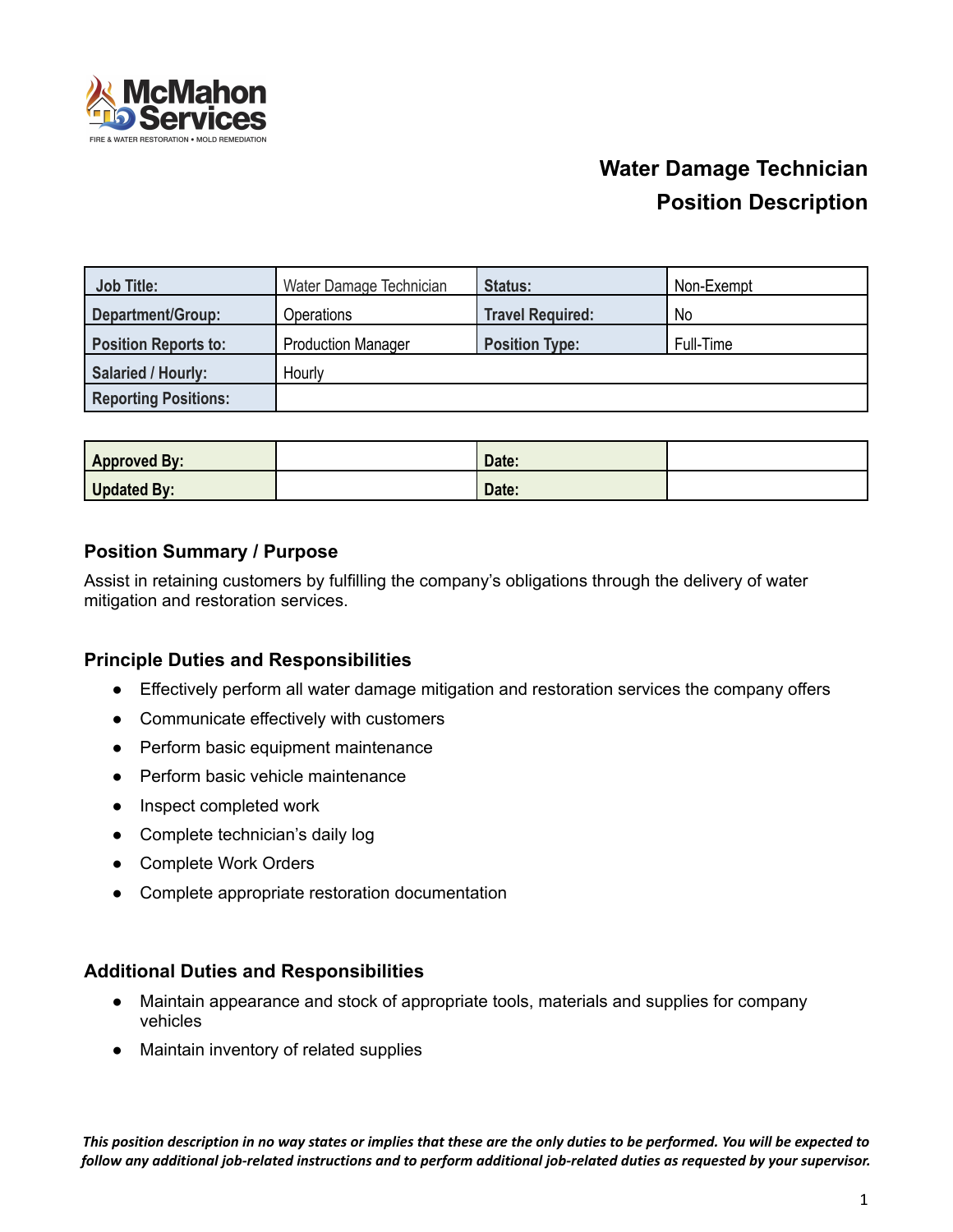# Water Damage Technician
# Position Description

| Job Title: | Water Damage Technician | Status: | Non-Exempt |
|---|---|---|---|
| Department/Group: | Operations | Travel Required: | No |
| Position Reports to: | Production Manager | Position Type: | Full-Time |
| Salaried / Hourly: | Hourly | | |
| Reporting Positions: | | | |

| Approved By: | | Date: | |
|---|---|---|---|
| Updated By: | | Date: | |

### Position Summary / Purpose

Assist in retaining customers by fulfilling the company's obligations through the delivery of water mitigation and restoration services.

### Principle Duties and Responsibilities

- Effectively perform all water damage mitigation and restoration services the company offers
- Communicate effectively with customers
- Perform basic equipment maintenance
- Perform basic vehicle maintenance
- Inspect completed work
- Complete technician's daily log
- Complete Work Orders
- Complete appropriate restoration documentation

### Additional Duties and Responsibilities

- Maintain appearance and stock of appropriate tools, materials and supplies for company vehicles
- Maintain inventory of related supplies

***This position description in no way states or implies that these are the only duties to be performed. You will be expected to follow any additional job-related instructions and to perform additional job-related duties as requested by your supervisor.***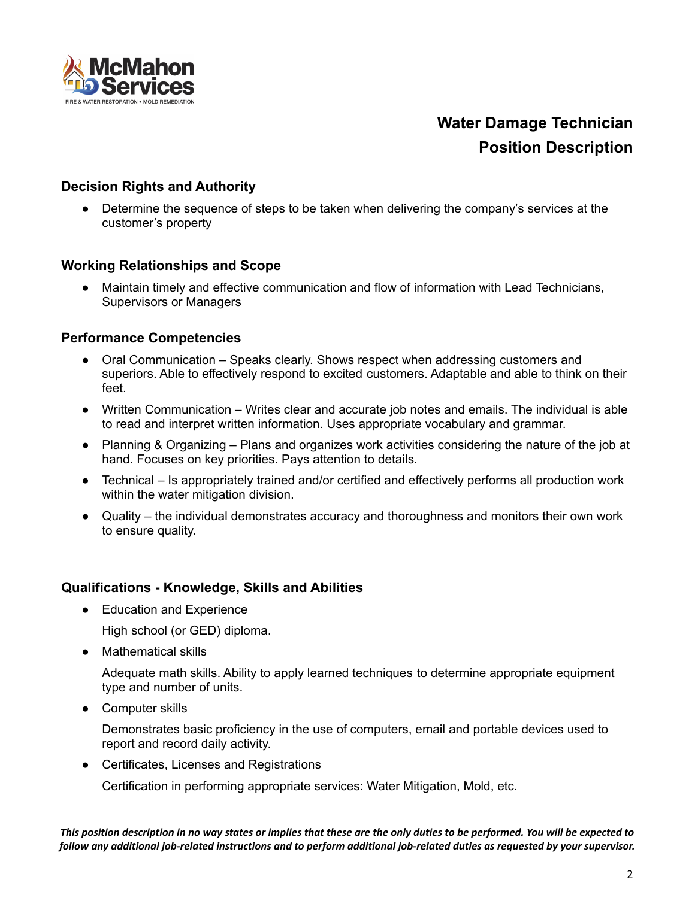## Water Damage Technician
## Position Description

### Decision Rights and Authority

- Determine the sequence of steps to be taken when delivering the company's services at the customer's property

### Working Relationships and Scope

- Maintain timely and effective communication and flow of information with Lead Technicians, Supervisors or Managers

### Performance Competencies

- Oral Communication – Speaks clearly. Shows respect when addressing customers and superiors. Able to effectively respond to excited customers. Adaptable and able to think on their feet.
- Written Communication – Writes clear and accurate job notes and emails. The individual is able to read and interpret written information. Uses appropriate vocabulary and grammar.
- Planning & Organizing – Plans and organizes work activities considering the nature of the job at hand. Focuses on key priorities. Pays attention to details.
- Technical – Is appropriately trained and/or certified and effectively performs all production work within the water mitigation division.
- Quality – the individual demonstrates accuracy and thoroughness and monitors their own work to ensure quality.

### Qualifications - Knowledge, Skills and Abilities

- Education and Experience

  High school (or GED) diploma.

- Mathematical skills

  Adequate math skills. Ability to apply learned techniques to determine appropriate equipment type and number of units.

- Computer skills

  Demonstrates basic proficiency in the use of computers, email and portable devices used to report and record daily activity.

- Certificates, Licenses and Registrations

  Certification in performing appropriate services: Water Mitigation, Mold, etc.

***This position description in no way states or implies that these are the only duties to be performed. You will be expected to follow any additional job-related instructions and to perform additional job-related duties as requested by your supervisor.***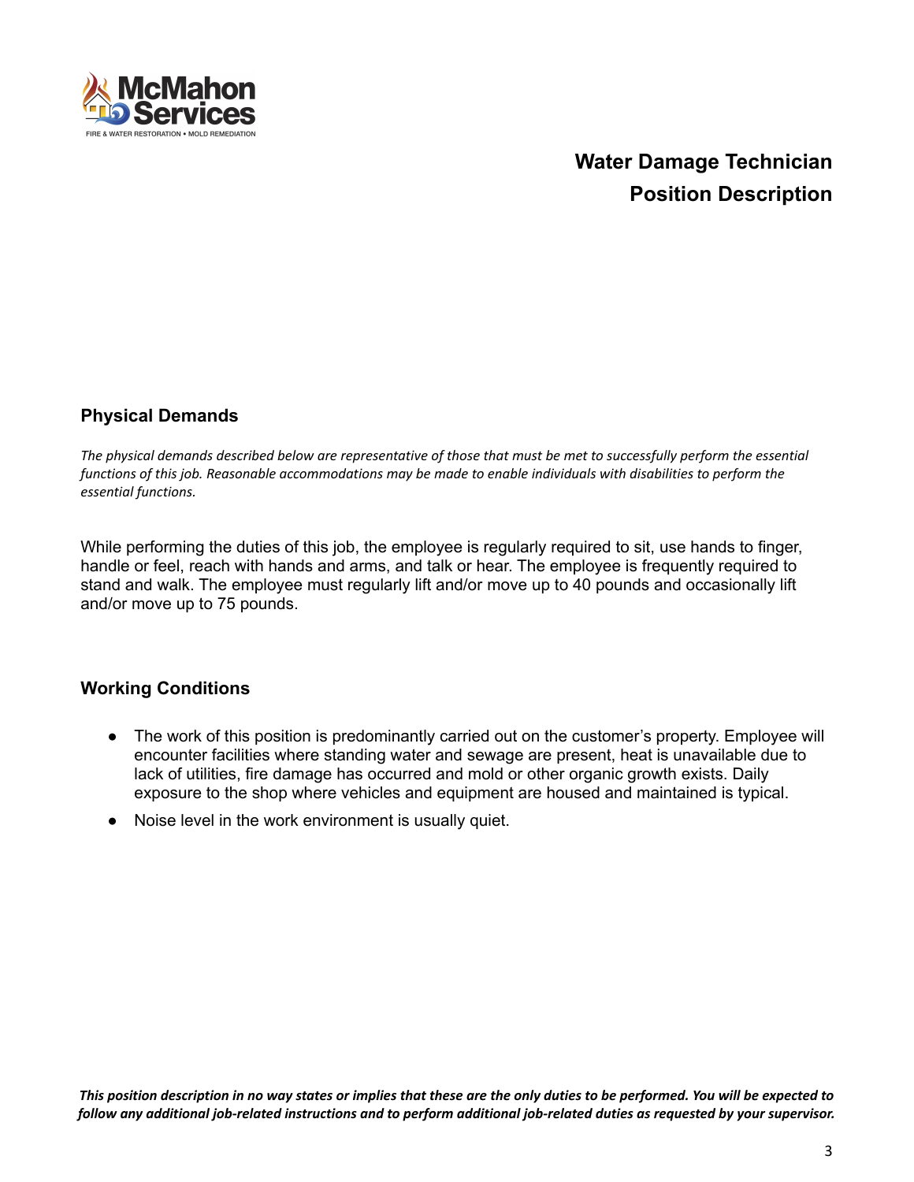# Water Damage Technician
# Position Description

## Physical Demands

*The physical demands described below are representative of those that must be met to successfully perform the essential functions of this job. Reasonable accommodations may be made to enable individuals with disabilities to perform the essential functions.*

While performing the duties of this job, the employee is regularly required to sit, use hands to finger, handle or feel, reach with hands and arms, and talk or hear. The employee is frequently required to stand and walk. The employee must regularly lift and/or move up to 40 pounds and occasionally lift and/or move up to 75 pounds.

## Working Conditions

- The work of this position is predominantly carried out on the customer's property. Employee will encounter facilities where standing water and sewage are present, heat is unavailable due to lack of utilities, fire damage has occurred and mold or other organic growth exists. Daily exposure to the shop where vehicles and equipment are housed and maintained is typical.
- Noise level in the work environment is usually quiet.

***This position description in no way states or implies that these are the only duties to be performed. You will be expected to follow any additional job-related instructions and to perform additional job-related duties as requested by your supervisor.***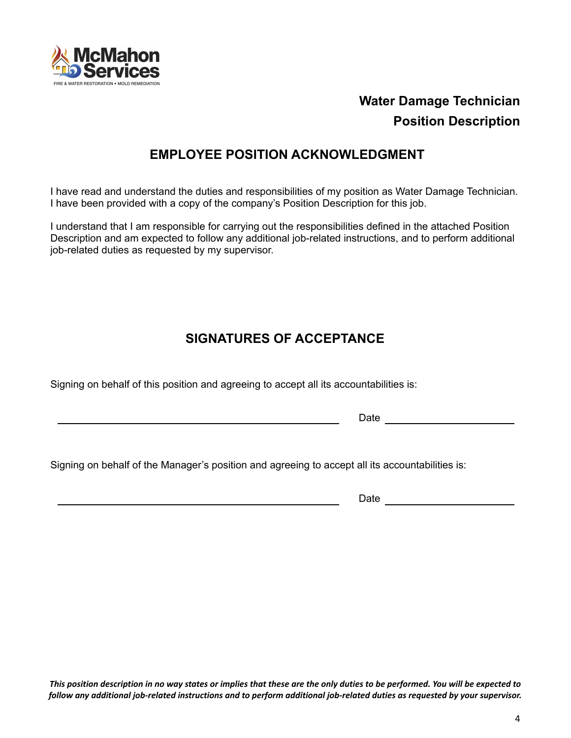McMahon Services

FIRE & WATER RESTORATION • MOLD REMEDIATION

**Water Damage Technician**

**Position Description**

## EMPLOYEE POSITION ACKNOWLEDGMENT

I have read and understand the duties and responsibilities of my position as Water Damage Technician. I have been provided with a copy of the company's Position Description for this job.

I understand that I am responsible for carrying out the responsibilities defined in the attached Position Description and am expected to follow any additional job-related instructions, and to perform additional job-related duties as requested by my supervisor.

## SIGNATURES OF ACCEPTANCE

Signing on behalf of this position and agreeing to accept all its accountabilities is:

\_\_\_\_\_\_\_\_\_\_\_\_\_\_\_\_\_\_\_\_\_\_\_\_\_\_\_\_\_\_\_\_\_\_\_\_\_\_\_\_ Date \_\_\_\_\_\_\_\_\_\_\_\_\_\_\_\_\_\_\_\_

Signing on behalf of the Manager's position and agreeing to accept all its accountabilities is:

\_\_\_\_\_\_\_\_\_\_\_\_\_\_\_\_\_\_\_\_\_\_\_\_\_\_\_\_\_\_\_\_\_\_\_\_\_\_\_\_ Date \_\_\_\_\_\_\_\_\_\_\_\_\_\_\_\_\_\_\_\_

***This position description in no way states or implies that these are the only duties to be performed. You will be expected to follow any additional job-related instructions and to perform additional job-related duties as requested by your supervisor.***